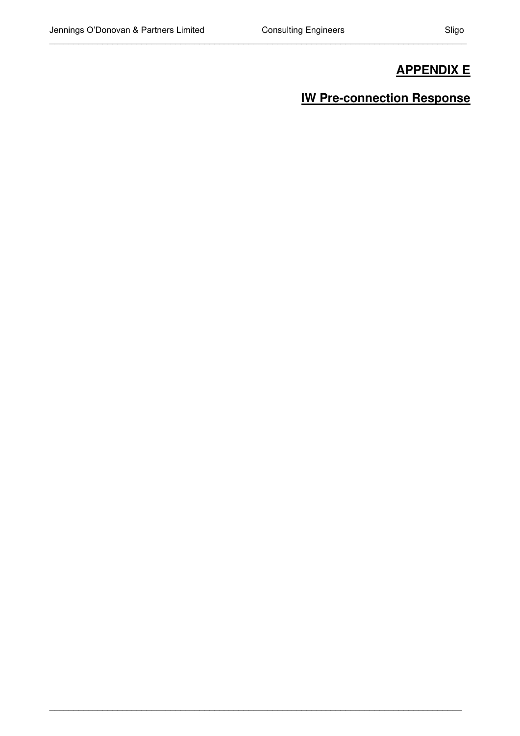# APPENDIX E

## IW Pre-connection Response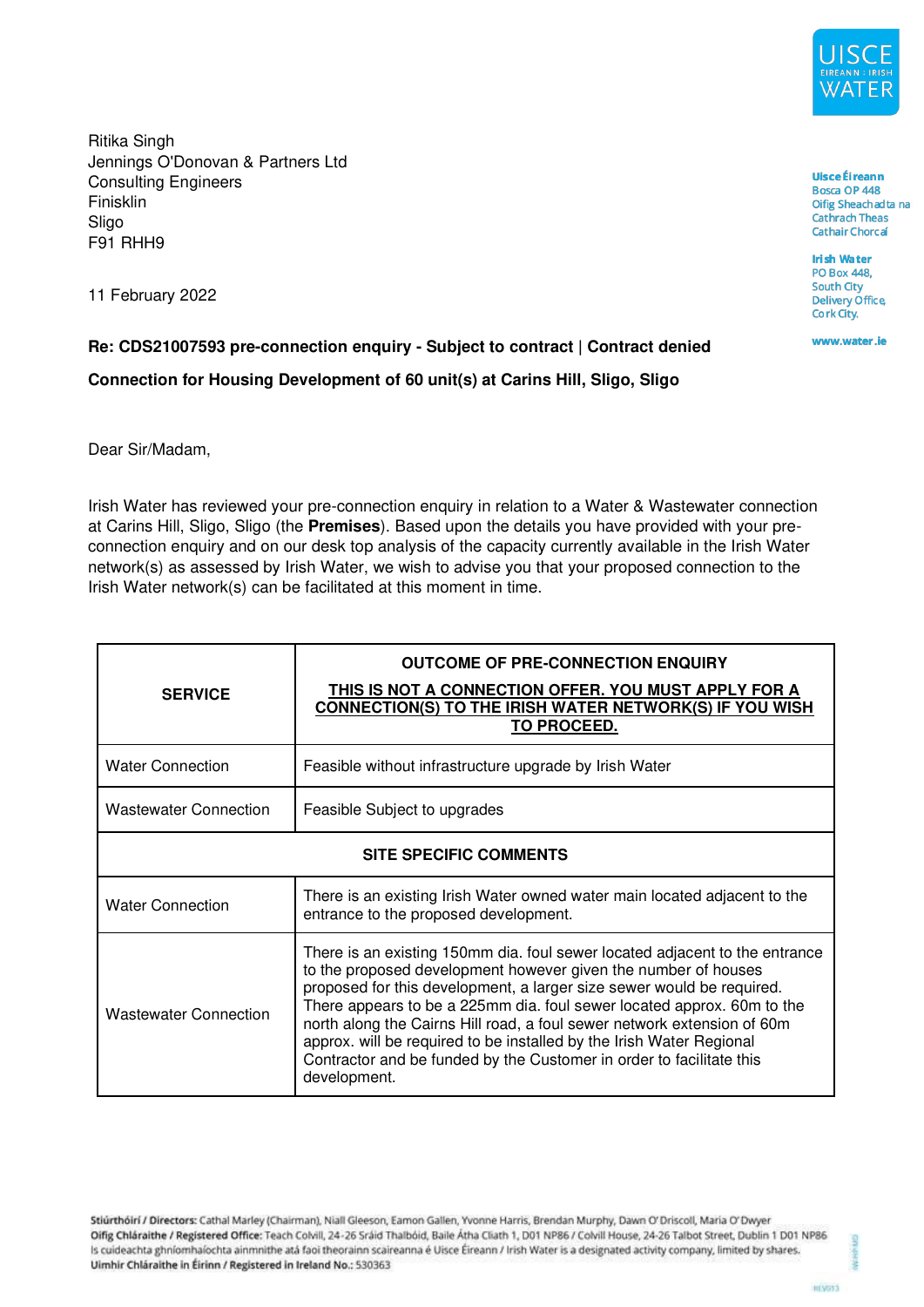Ritika Singh
Jennings O'Donovan & Partners Ltd
Consulting Engineers
Finisklin
Sligo
F91 RHH9

Uisce Éireann
Bosca OP 448
Oifig Sheachadta na Cathrach Theas
Cathair Chorcaí

Irish Water
PO Box 448,
South City
Delivery Office,
Cork City.

www.water.ie

11 February 2022

**Re: CDS21007593 pre-connection enquiry - Subject to contract | Contract denied**

**Connection for Housing Development of 60 unit(s) at Carins Hill, Sligo, Sligo**

Dear Sir/Madam,

Irish Water has reviewed your pre-connection enquiry in relation to a Water & Wastewater connection at Carins Hill, Sligo, Sligo (the **Premises**). Based upon the details you have provided with your pre-connection enquiry and on our desk top analysis of the capacity currently available in the Irish Water network(s) as assessed by Irish Water, we wish to advise you that your proposed connection to the Irish Water network(s) can be facilitated at this moment in time.

| **SERVICE** | **OUTCOME OF PRE-CONNECTION ENQUIRY** <br> **THIS IS NOT A CONNECTION OFFER. YOU MUST APPLY FOR A CONNECTION(S) TO THE IRISH WATER NETWORK(S) IF YOU WISH TO PROCEED.** |
|---|---|
| Water Connection | Feasible without infrastructure upgrade by Irish Water |
| Wastewater Connection | Feasible Subject to upgrades |
| **SITE SPECIFIC COMMENTS** | |
| Water Connection | There is an existing Irish Water owned water main located adjacent to the entrance to the proposed development. |
| Wastewater Connection | There is an existing 150mm dia. foul sewer located adjacent to the entrance to the proposed development however given the number of houses proposed for this development, a larger size sewer would be required. There appears to be a 225mm dia. foul sewer located approx. 60m to the north along the Cairns Hill road, a foul sewer network extension of 60m approx. will be required to be installed by the Irish Water Regional Contractor and be funded by the Customer in order to facilitate this development. |

Stiúrthóirí / Directors: Cathal Marley (Chairman), Niall Gleeson, Eamon Gallen, Yvonne Harris, Brendan Murphy, Dawn O'Driscoll, Maria O'Dwyer
Oifig Chláraithe / Registered Office: Teach Colvill, 24-26 Sráid Thalbóid, Baile Átha Cliath 1, D01 NP86 / Colvill House, 24-26 Talbot Street, Dublin 1 D01 NP86
Is cuideachta ghníomhaíochta ainmnithe atá faoi theorainn scaireanna é Uisce Éireann / Irish Water is a designated activity company, limited by shares.
Uimhir Chláraithe in Éirinn / Registered in Ireland No.: 530363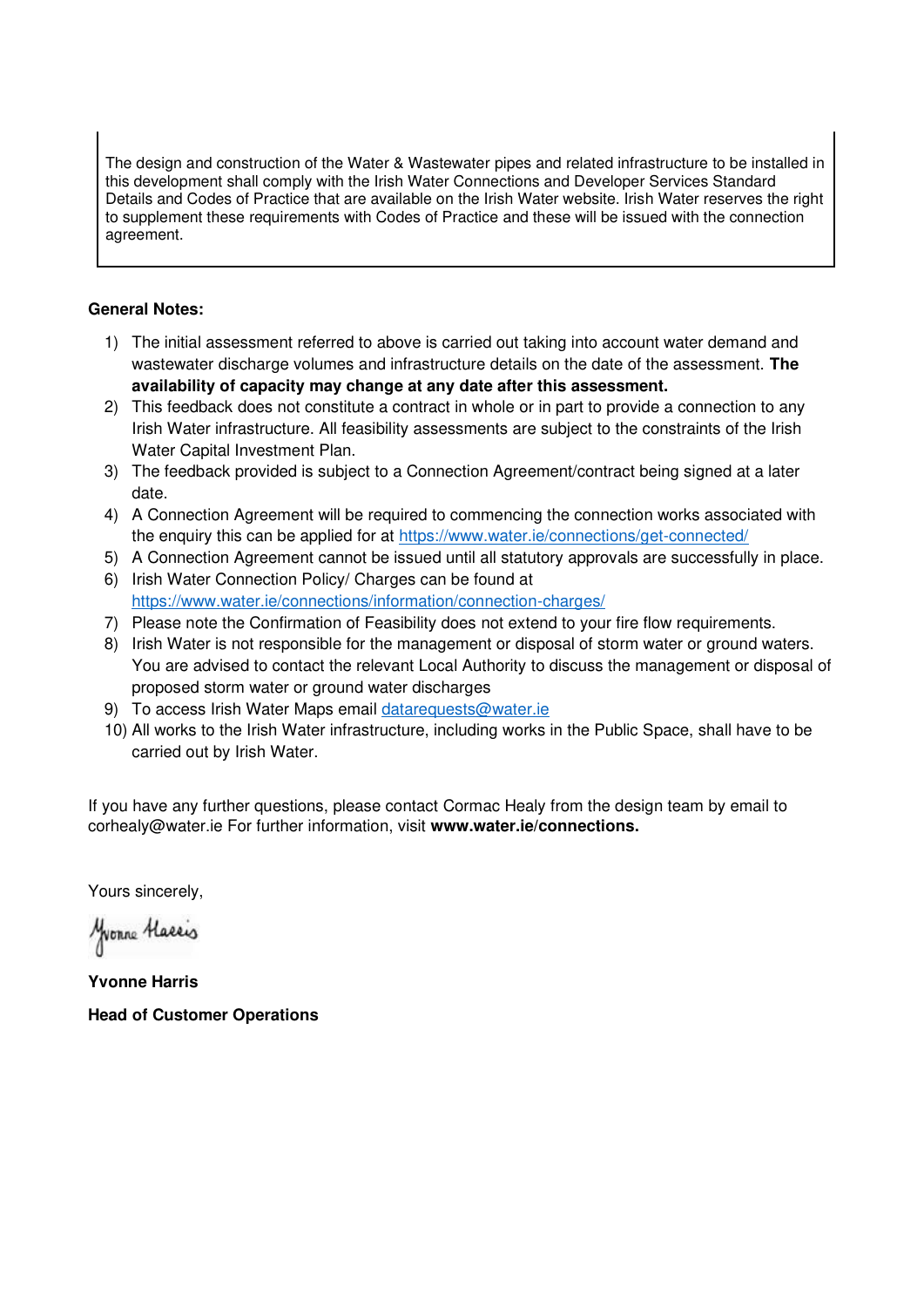The design and construction of the Water & Wastewater pipes and related infrastructure to be installed in this development shall comply with the Irish Water Connections and Developer Services Standard Details and Codes of Practice that are available on the Irish Water website. Irish Water reserves the right to supplement these requirements with Codes of Practice and these will be issued with the connection agreement.

**General Notes:**

1) The initial assessment referred to above is carried out taking into account water demand and wastewater discharge volumes and infrastructure details on the date of the assessment. **The availability of capacity may change at any date after this assessment.**
2) This feedback does not constitute a contract in whole or in part to provide a connection to any Irish Water infrastructure. All feasibility assessments are subject to the constraints of the Irish Water Capital Investment Plan.
3) The feedback provided is subject to a Connection Agreement/contract being signed at a later date.
4) A Connection Agreement will be required to commencing the connection works associated with the enquiry this can be applied for at https://www.water.ie/connections/get-connected/
5) A Connection Agreement cannot be issued until all statutory approvals are successfully in place.
6) Irish Water Connection Policy/ Charges can be found at https://www.water.ie/connections/information/connection-charges/
7) Please note the Confirmation of Feasibility does not extend to your fire flow requirements.
8) Irish Water is not responsible for the management or disposal of storm water or ground waters. You are advised to contact the relevant Local Authority to discuss the management or disposal of proposed storm water or ground water discharges
9) To access Irish Water Maps email datarequests@water.ie
10) All works to the Irish Water infrastructure, including works in the Public Space, shall have to be carried out by Irish Water.

If you have any further questions, please contact Cormac Healy from the design team by email to corhealy@water.ie For further information, visit **www.water.ie/connections.**

Yours sincerely,

Yvonne Harris

**Yvonne Harris**

**Head of Customer Operations**